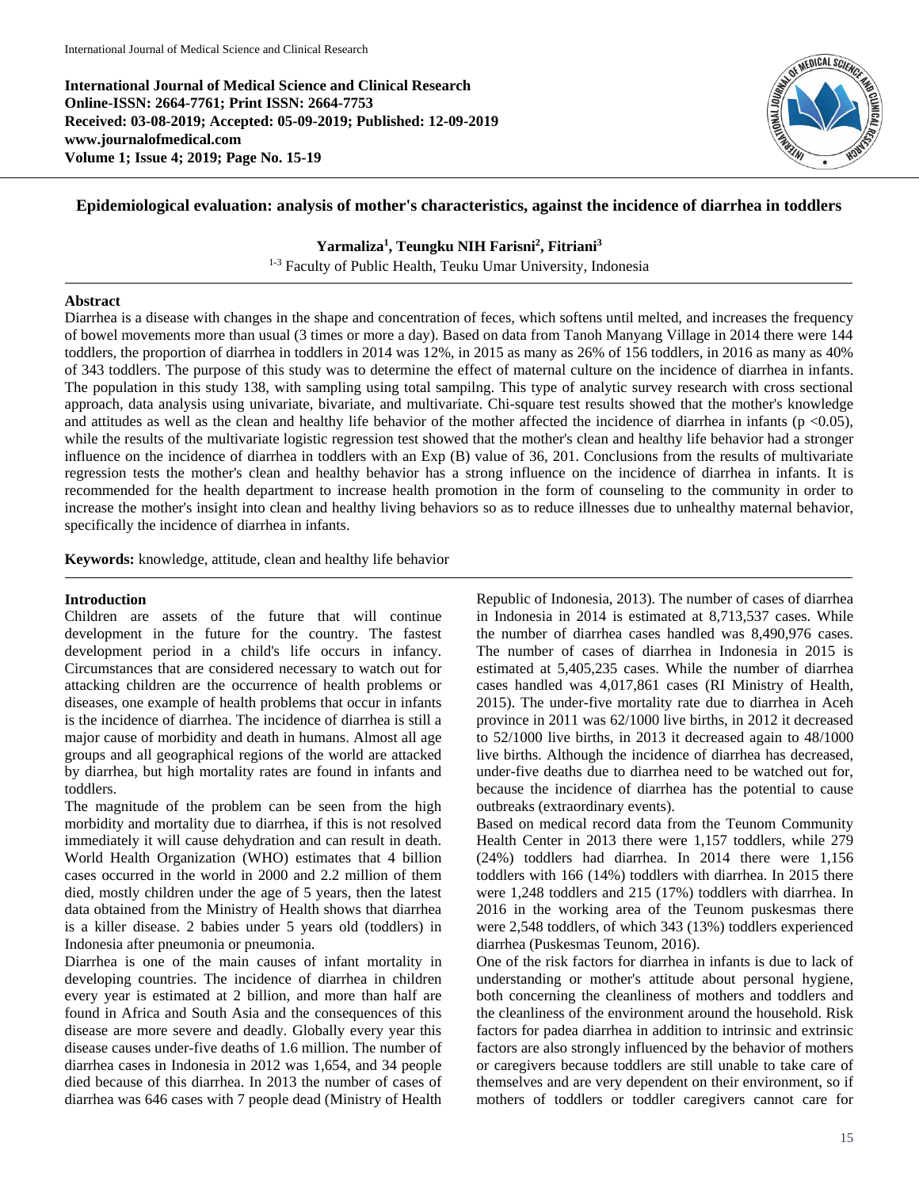**International Journal of Medical Science and Clinical Research**
**Online-ISSN: 2664-7761; Print ISSN: 2664-7753**
**Received: 03-08-2019; Accepted: 05-09-2019; Published: 12-09-2019**
**www.journalofmedical.com**
**Volume 1; Issue 4; 2019; Page No. 15-19**

# Epidemiological evaluation: analysis of mother's characteristics, against the incidence of diarrhea in toddlers

**Yarmaliza[1], Teungku NIH Farisni[2], Fitriani[3]**

[1-3] Faculty of Public Health, Teuku Umar University, Indonesia

## Abstract

Diarrhea is a disease with changes in the shape and concentration of feces, which softens until melted, and increases the frequency of bowel movements more than usual (3 times or more a day). Based on data from Tanoh Manyang Village in 2014 there were 144 toddlers, the proportion of diarrhea in toddlers in 2014 was 12%, in 2015 as many as 26% of 156 toddlers, in 2016 as many as 40% of 343 toddlers. The purpose of this study was to determine the effect of maternal culture on the incidence of diarrhea in infants. The population in this study 138, with sampling using total sampilng. This type of analytic survey research with cross sectional approach, data analysis using univariate, bivariate, and multivariate. Chi-square test results showed that the mother's knowledge and attitudes as well as the clean and healthy life behavior of the mother affected the incidence of diarrhea in infants ($p < 0.05$), while the results of the multivariate logistic regression test showed that the mother's clean and healthy life behavior had a stronger influence on the incidence of diarrhea in toddlers with an Exp (B) value of 36, 201. Conclusions from the results of multivariate regression tests the mother's clean and healthy behavior has a strong influence on the incidence of diarrhea in infants. It is recommended for the health department to increase health promotion in the form of counseling to the community in order to increase the mother's insight into clean and healthy living behaviors so as to reduce illnesses due to unhealthy maternal behavior, specifically the incidence of diarrhea in infants.

**Keywords:** knowledge, attitude, clean and healthy life behavior

## Introduction

Children are assets of the future that will continue development in the future for the country. The fastest development period in a child's life occurs in infancy. Circumstances that are considered necessary to watch out for attacking children are the occurrence of health problems or diseases, one example of health problems that occur in infants is the incidence of diarrhea. The incidence of diarrhea is still a major cause of morbidity and death in humans. Almost all age groups and all geographical regions of the world are attacked by diarrhea, but high mortality rates are found in infants and toddlers.

The magnitude of the problem can be seen from the high morbidity and mortality due to diarrhea, if this is not resolved immediately it will cause dehydration and can result in death. World Health Organization (WHO) estimates that 4 billion cases occurred in the world in 2000 and 2.2 million of them died, mostly children under the age of 5 years, then the latest data obtained from the Ministry of Health shows that diarrhea is a killer disease. 2 babies under 5 years old (toddlers) in Indonesia after pneumonia or pneumonia.

Diarrhea is one of the main causes of infant mortality in developing countries. The incidence of diarrhea in children every year is estimated at 2 billion, and more than half are found in Africa and South Asia and the consequences of this disease are more severe and deadly. Globally every year this disease causes under-five deaths of 1.6 million. The number of diarrhea cases in Indonesia in 2012 was 1,654, and 34 people died because of this diarrhea. In 2013 the number of cases of diarrhea was 646 cases with 7 people dead (Ministry of Health Republic of Indonesia, 2013). The number of cases of diarrhea in Indonesia in 2014 is estimated at 8,713,537 cases. While the number of diarrhea cases handled was 8,490,976 cases. The number of cases of diarrhea in Indonesia in 2015 is estimated at 5,405,235 cases. While the number of diarrhea cases handled was 4,017,861 cases (RI Ministry of Health, 2015). The under-five mortality rate due to diarrhea in Aceh province in 2011 was 62/1000 live births, in 2012 it decreased to 52/1000 live births, in 2013 it decreased again to 48/1000 live births. Although the incidence of diarrhea has decreased, under-five deaths due to diarrhea need to be watched out for, because the incidence of diarrhea has the potential to cause outbreaks (extraordinary events).

Based on medical record data from the Teunom Community Health Center in 2013 there were 1,157 toddlers, while 279 (24%) toddlers had diarrhea. In 2014 there were 1,156 toddlers with 166 (14%) toddlers with diarrhea. In 2015 there were 1,248 toddlers and 215 (17%) toddlers with diarrhea. In 2016 in the working area of the Teunom puskesmas there were 2,548 toddlers, of which 343 (13%) toddlers experienced diarrhea (Puskesmas Teunom, 2016).

One of the risk factors for diarrhea in infants is due to lack of understanding or mother's attitude about personal hygiene, both concerning the cleanliness of mothers and toddlers and the cleanliness of the environment around the household. Risk factors for padea diarrhea in addition to intrinsic and extrinsic factors are also strongly influenced by the behavior of mothers or caregivers because toddlers are still unable to take care of themselves and are very dependent on their environment, so if mothers of toddlers or toddler caregivers cannot care for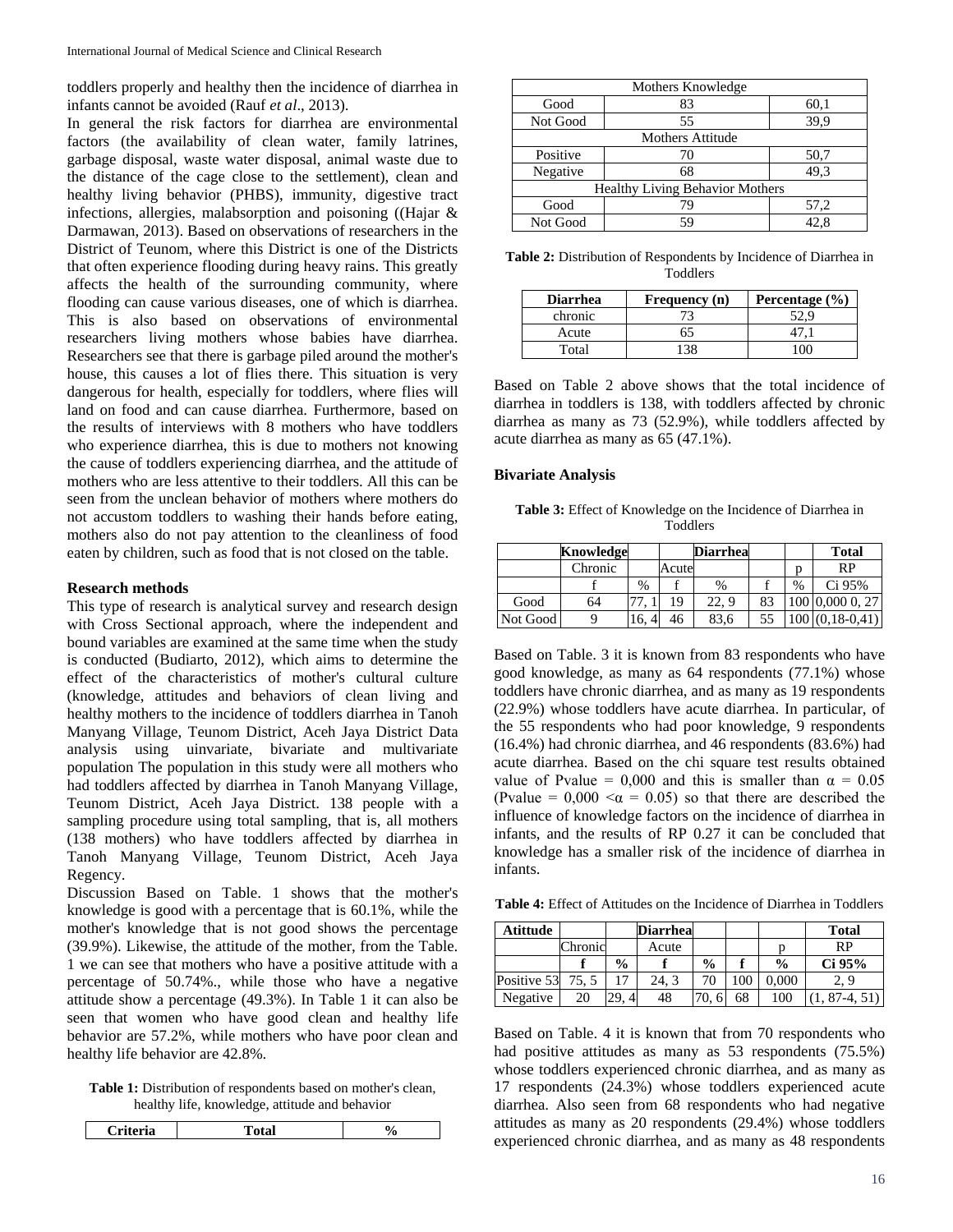toddlers properly and healthy then the incidence of diarrhea in infants cannot be avoided (Rauf *et al*., 2013).

In general the risk factors for diarrhea are environmental factors (the availability of clean water, family latrines, garbage disposal, waste water disposal, animal waste due to the distance of the cage close to the settlement), clean and healthy living behavior (PHBS), immunity, digestive tract infections, allergies, malabsorption and poisoning ((Hajar & Darmawan, 2013). Based on observations of researchers in the District of Teunom, where this District is one of the Districts that often experience flooding during heavy rains. This greatly affects the health of the surrounding community, where flooding can cause various diseases, one of which is diarrhea. This is also based on observations of environmental researchers living mothers whose babies have diarrhea. Researchers see that there is garbage piled around the mother's house, this causes a lot of flies there. This situation is very dangerous for health, especially for toddlers, where flies will land on food and can cause diarrhea. Furthermore, based on the results of interviews with 8 mothers who have toddlers who experience diarrhea, this is due to mothers not knowing the cause of toddlers experiencing diarrhea, and the attitude of mothers who are less attentive to their toddlers. All this can be seen from the unclean behavior of mothers where mothers do not accustom toddlers to washing their hands before eating, mothers also do not pay attention to the cleanliness of food eaten by children, such as food that is not closed on the table.

**Research methods**

This type of research is analytical survey and research design with Cross Sectional approach, where the independent and bound variables are examined at the same time when the study is conducted (Budiarto, 2012), which aims to determine the effect of the characteristics of mother's cultural culture (knowledge, attitudes and behaviors of clean living and healthy mothers to the incidence of toddlers diarrhea in Tanoh Manyang Village, Teunom District, Aceh Jaya District Data analysis using uinvariate, bivariate and multivariate population The population in this study were all mothers who had toddlers affected by diarrhea in Tanoh Manyang Village, Teunom District, Aceh Jaya District. 138 people with a sampling procedure using total sampling, that is, all mothers (138 mothers) who have toddlers affected by diarrhea in Tanoh Manyang Village, Teunom District, Aceh Jaya Regency.

Discussion Based on Table. 1 shows that the mother's knowledge is good with a percentage that is 60.1%, while the mother's knowledge that is not good shows the percentage (39.9%). Likewise, the attitude of the mother, from the Table. 1 we can see that mothers who have a positive attitude with a percentage of 50.74%., while those who have a negative attitude show a percentage (49.3%). In Table 1 it can also be seen that women who have good clean and healthy life behavior are 57.2%, while mothers who have poor clean and healthy life behavior are 42.8%.

**Table 1:** Distribution of respondents based on mother's clean, healthy life, knowledge, attitude and behavior

| Criteria | Total | % |
|---|---|---|
| Mothers Knowledge | | |
| Good | 83 | 60,1 |
| Not Good | 55 | 39,9 |
| Mothers Attitude | | |
| Positive | 70 | 50,7 |
| Negative | 68 | 49,3 |
| Healthy Living Behavior Mothers | | |
| Good | 79 | 57,2 |
| Not Good | 59 | 42,8 |

**Table 2:** Distribution of Respondents by Incidence of Diarrhea in Toddlers

| Diarrhea | Frequency (n) | Percentage (%) |
|---|---|---|
| chronic | 73 | 52,9 |
| Acute | 65 | 47,1 |
| Total | 138 | 100 |

Based on Table 2 above shows that the total incidence of diarrhea in toddlers is 138, with toddlers affected by chronic diarrhea as many as 73 (52.9%), while toddlers affected by acute diarrhea as many as 65 (47.1%).

**Bivariate Analysis**

**Table 3:** Effect of Knowledge on the Incidence of Diarrhea in Toddlers

| | Knowledge | | | Diarrhea | | | Total |
|---|---|---|---|---|---|---|---|
| | Chronic | | Acute | | | p | RP |
| | f | % | f | % | f | % | Ci 95% |
| Good | 64 | 77, 1 | 19 | 22, 9 | 83 | 100 | 0,000 0, 27 |
| Not Good | 9 | 16, 4 | 46 | 83,6 | 55 | 100 | (0,18-0,41) |

Based on Table. 3 it is known from 83 respondents who have good knowledge, as many as 64 respondents (77.1%) whose toddlers have chronic diarrhea, and as many as 19 respondents (22.9%) whose toddlers have acute diarrhea. In particular, of the 55 respondents who had poor knowledge, 9 respondents (16.4%) had chronic diarrhea, and 46 respondents (83.6%) had acute diarrhea. Based on the chi square test results obtained value of Pvalue = 0,000 and this is smaller than $\alpha = 0.05$ (Pvalue = 0,000 $<\alpha = 0.05$) so that there are described the influence of knowledge factors on the incidence of diarrhea in infants, and the results of RP 0.27 it can be concluded that knowledge has a smaller risk of the incidence of diarrhea in infants.

**Table 4:** Effect of Attitudes on the Incidence of Diarrhea in Toddlers

| Atittude | | | Diarrhea | | | | Total |
|---|---|---|---|---|---|---|---|
| | Chronic | | Acute | | | p | RP |
| | f | % | f | % | f | % | Ci 95% |
| Positive 53 | 75, 5 | 17 | 24, 3 | 70 | 100 | 0,000 | 2, 9 |
| Negative | 20 | 29, 4 | 48 | 70, 6 | 68 | 100 | (1, 87-4, 51) |

Based on Table. 4 it is known that from 70 respondents who had positive attitudes as many as 53 respondents (75.5%) whose toddlers experienced chronic diarrhea, and as many as 17 respondents (24.3%) whose toddlers experienced acute diarrhea. Also seen from 68 respondents who had negative attitudes as many as 20 respondents (29.4%) whose toddlers experienced chronic diarrhea, and as many as 48 respondents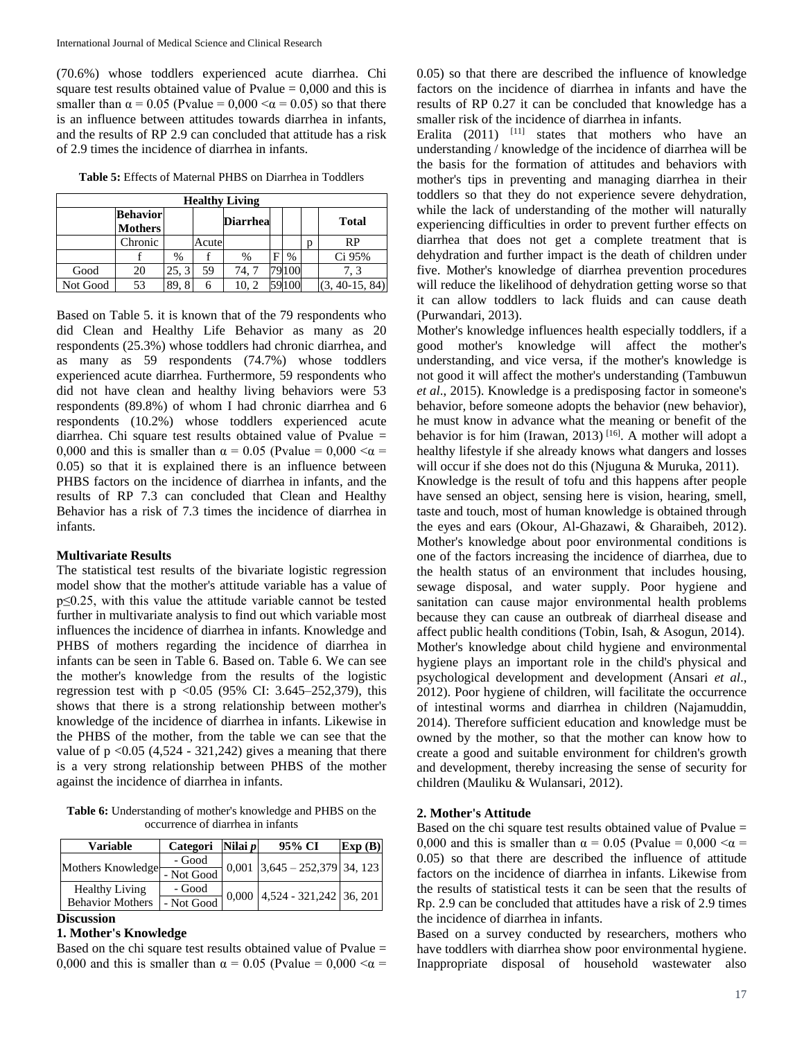(70.6%) whose toddlers experienced acute diarrhea. Chi square test results obtained value of Pvalue = 0,000 and this is smaller than α = 0.05 (Pvalue = 0,000 <α = 0.05) so that there is an influence between attitudes towards diarrhea in infants, and the results of RP 2.9 can concluded that attitude has a risk of 2.9 times the incidence of diarrhea in infants.

**Table 5:** Effects of Maternal PHBS on Diarrhea in Toddlers

| Healthy Living | | | | | | | | |
|---|---|---|---|---|---|---|---|---|
| | **Behavior Mothers** | | | **Diarrhea** | | | | **Total** |
| | Chronic | | Acute | | | | p | RP |
| | f | % | f | % | F | % | | Ci 95% |
| Good | 20 | 25, 3 | 59 | 74, 7 | 79 | 100 | | 7, 3 |
| Not Good | 53 | 89, 8 | 6 | 10, 2 | 59 | 100 | | (3, 40-15, 84) |

Based on Table 5. it is known that of the 79 respondents who did Clean and Healthy Life Behavior as many as 20 respondents (25.3%) whose toddlers had chronic diarrhea, and as many as 59 respondents (74.7%) whose toddlers experienced acute diarrhea. Furthermore, 59 respondents who did not have clean and healthy living behaviors were 53 respondents (89.8%) of whom I had chronic diarrhea and 6 respondents (10.2%) whose toddlers experienced acute diarrhea. Chi square test results obtained value of Pvalue = 0,000 and this is smaller than α = 0.05 (Pvalue = 0,000 <α = 0.05) so that it is explained there is an influence between PHBS factors on the incidence of diarrhea in infants, and the results of RP 7.3 can concluded that Clean and Healthy Behavior has a risk of 7.3 times the incidence of diarrhea in infants.

**Multivariate Results**

The statistical test results of the bivariate logistic regression model show that the mother's attitude variable has a value of p≤0.25, with this value the attitude variable cannot be tested further in multivariate analysis to find out which variable most influences the incidence of diarrhea in infants. Knowledge and PHBS of mothers regarding the incidence of diarrhea in infants can be seen in Table 6. Based on. Table 6. We can see the mother's knowledge from the results of the logistic regression test with p <0.05 (95% CI: 3.645–252,379), this shows that there is a strong relationship between mother's knowledge of the incidence of diarrhea in infants. Likewise in the PHBS of the mother, from the table we can see that the value of p <0.05 (4,524 - 321,242) gives a meaning that there is a very strong relationship between PHBS of the mother against the incidence of diarrhea in infants.

**Table 6:** Understanding of mother's knowledge and PHBS on the occurrence of diarrhea in infants

| Variable | Categori | Nilai *p* | 95% CI | Exp (B) |
|---|---|---|---|---|
| Mothers Knowledge | - Good<br>- Not Good | 0,001 | 3,645 – 252,379 | 34, 123 |
| Healthy Living Behavior Mothers | - Good<br>- Not Good | 0,000 | 4,524 - 321,242 | 36, 201 |

**Discussion**

**1. Mother's Knowledge**

Based on the chi square test results obtained value of Pvalue = 0,000 and this is smaller than α = 0.05 (Pvalue = 0,000 <α = 0.05) so that there are described the influence of knowledge factors on the incidence of diarrhea in infants and have the results of RP 0.27 it can be concluded that knowledge has a smaller risk of the incidence of diarrhea in infants.

Eralita (2011) [11] states that mothers who have an understanding / knowledge of the incidence of diarrhea will be the basis for the formation of attitudes and behaviors with mother's tips in preventing and managing diarrhea in their toddlers so that they do not experience severe dehydration, while the lack of understanding of the mother will naturally experiencing difficulties in order to prevent further effects on diarrhea that does not get a complete treatment that is dehydration and further impact is the death of children under five. Mother's knowledge of diarrhea prevention procedures will reduce the likelihood of dehydration getting worse so that it can allow toddlers to lack fluids and can cause death (Purwandari, 2013).

Mother's knowledge influences health especially toddlers, if a good mother's knowledge will affect the mother's understanding, and vice versa, if the mother's knowledge is not good it will affect the mother's understanding (Tambuwun *et al*., 2015). Knowledge is a predisposing factor in someone's behavior, before someone adopts the behavior (new behavior), he must know in advance what the meaning or benefit of the behavior is for him (Irawan, 2013) [16]. A mother will adopt a healthy lifestyle if she already knows what dangers and losses will occur if she does not do this (Njuguna & Muruka, 2011).

Knowledge is the result of tofu and this happens after people have sensed an object, sensing here is vision, hearing, smell, taste and touch, most of human knowledge is obtained through the eyes and ears (Okour, Al-Ghazawi, & Gharaibeh, 2012). Mother's knowledge about poor environmental conditions is one of the factors increasing the incidence of diarrhea, due to the health status of an environment that includes housing, sewage disposal, and water supply. Poor hygiene and sanitation can cause major environmental health problems because they can cause an outbreak of diarrheal disease and affect public health conditions (Tobin, Isah, & Asogun, 2014). Mother's knowledge about child hygiene and environmental hygiene plays an important role in the child's physical and psychological development and development (Ansari *et al*., 2012). Poor hygiene of children, will facilitate the occurrence of intestinal worms and diarrhea in children (Najamuddin, 2014). Therefore sufficient education and knowledge must be owned by the mother, so that the mother can know how to create a good and suitable environment for children's growth and development, thereby increasing the sense of security for children (Mauliku & Wulansari, 2012).

**2. Mother's Attitude**

Based on the chi square test results obtained value of Pvalue = 0,000 and this is smaller than α = 0.05 (Pvalue = 0,000 <α = 0.05) so that there are described the influence of attitude factors on the incidence of diarrhea in infants. Likewise from the results of statistical tests it can be seen that the results of Rp. 2.9 can be concluded that attitudes have a risk of 2.9 times the incidence of diarrhea in infants.

Based on a survey conducted by researchers, mothers who have toddlers with diarrhea show poor environmental hygiene. Inappropriate disposal of household wastewater also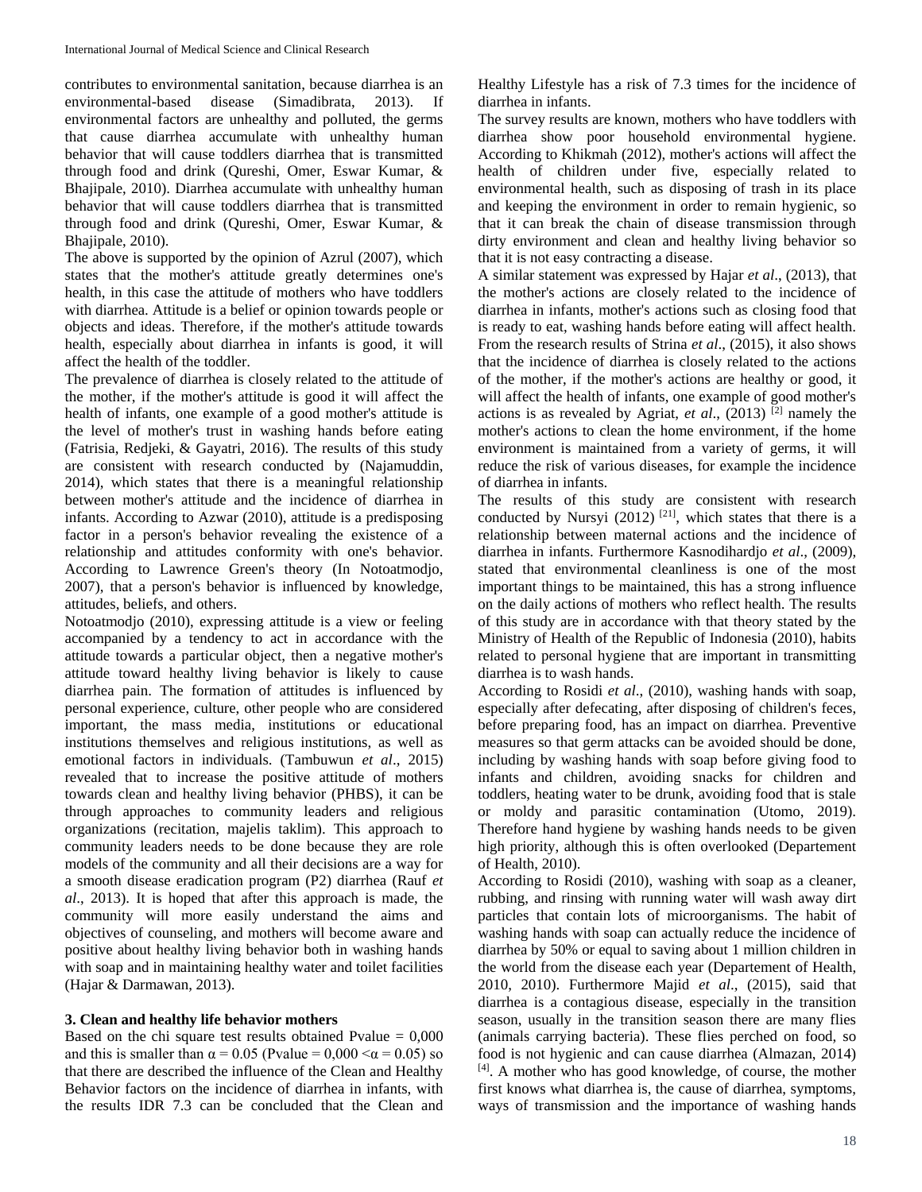contributes to environmental sanitation, because diarrhea is an environmental-based disease (Simadibrata, 2013). If environmental factors are unhealthy and polluted, the germs that cause diarrhea accumulate with unhealthy human behavior that will cause toddlers diarrhea that is transmitted through food and drink (Qureshi, Omer, Eswar Kumar, & Bhajipale, 2010). Diarrhea accumulate with unhealthy human behavior that will cause toddlers diarrhea that is transmitted through food and drink (Qureshi, Omer, Eswar Kumar, & Bhajipale, 2010).

The above is supported by the opinion of Azrul (2007), which states that the mother's attitude greatly determines one's health, in this case the attitude of mothers who have toddlers with diarrhea. Attitude is a belief or opinion towards people or objects and ideas. Therefore, if the mother's attitude towards health, especially about diarrhea in infants is good, it will affect the health of the toddler.

The prevalence of diarrhea is closely related to the attitude of the mother, if the mother's attitude is good it will affect the health of infants, one example of a good mother's attitude is the level of mother's trust in washing hands before eating (Fatrisia, Redjeki, & Gayatri, 2016). The results of this study are consistent with research conducted by (Najamuddin, 2014), which states that there is a meaningful relationship between mother's attitude and the incidence of diarrhea in infants. According to Azwar (2010), attitude is a predisposing factor in a person's behavior revealing the existence of a relationship and attitudes conformity with one's behavior. According to Lawrence Green's theory (In Notoatmodjo, 2007), that a person's behavior is influenced by knowledge, attitudes, beliefs, and others.

Notoatmodjo (2010), expressing attitude is a view or feeling accompanied by a tendency to act in accordance with the attitude towards a particular object, then a negative mother's attitude toward healthy living behavior is likely to cause diarrhea pain. The formation of attitudes is influenced by personal experience, culture, other people who are considered important, the mass media, institutions or educational institutions themselves and religious institutions, as well as emotional factors in individuals. (Tambuwun *et al*., 2015) revealed that to increase the positive attitude of mothers towards clean and healthy living behavior (PHBS), it can be through approaches to community leaders and religious organizations (recitation, majelis taklim). This approach to community leaders needs to be done because they are role models of the community and all their decisions are a way for a smooth disease eradication program (P2) diarrhea (Rauf *et al*., 2013). It is hoped that after this approach is made, the community will more easily understand the aims and objectives of counseling, and mothers will become aware and positive about healthy living behavior both in washing hands with soap and in maintaining healthy water and toilet facilities (Hajar & Darmawan, 2013).

### 3. Clean and healthy life behavior mothers

Based on the chi square test results obtained Pvalue = 0,000 and this is smaller than $\alpha = 0.05$ (Pvalue = 0,000 < $\alpha = 0.05$) so that there are described the influence of the Clean and Healthy Behavior factors on the incidence of diarrhea in infants, with the results IDR 7.3 can be concluded that the Clean and Healthy Lifestyle has a risk of 7.3 times for the incidence of diarrhea in infants.

The survey results are known, mothers who have toddlers with diarrhea show poor household environmental hygiene. According to Khikmah (2012), mother's actions will affect the health of children under five, especially related to environmental health, such as disposing of trash in its place and keeping the environment in order to remain hygienic, so that it can break the chain of disease transmission through dirty environment and clean and healthy living behavior so that it is not easy contracting a disease.

A similar statement was expressed by Hajar *et al*., (2013), that the mother's actions are closely related to the incidence of diarrhea in infants, mother's actions such as closing food that is ready to eat, washing hands before eating will affect health. From the research results of Strina *et al*., (2015), it also shows that the incidence of diarrhea is closely related to the actions of the mother, if the mother's actions are healthy or good, it will affect the health of infants, one example of good mother's actions is as revealed by Agriat, *et al*., (2013) [2] namely the mother's actions to clean the home environment, if the home environment is maintained from a variety of germs, it will reduce the risk of various diseases, for example the incidence of diarrhea in infants.

The results of this study are consistent with research conducted by Nursyi (2012) [21], which states that there is a relationship between maternal actions and the incidence of diarrhea in infants. Furthermore Kasnodihardjo *et al*., (2009), stated that environmental cleanliness is one of the most important things to be maintained, this has a strong influence on the daily actions of mothers who reflect health. The results of this study are in accordance with that theory stated by the Ministry of Health of the Republic of Indonesia (2010), habits related to personal hygiene that are important in transmitting diarrhea is to wash hands.

According to Rosidi *et al*., (2010), washing hands with soap, especially after defecating, after disposing of children's feces, before preparing food, has an impact on diarrhea. Preventive measures so that germ attacks can be avoided should be done, including by washing hands with soap before giving food to infants and children, avoiding snacks for children and toddlers, heating water to be drunk, avoiding food that is stale or moldy and parasitic contamination (Utomo, 2019). Therefore hand hygiene by washing hands needs to be given high priority, although this is often overlooked (Departement of Health, 2010).

According to Rosidi (2010), washing with soap as a cleaner, rubbing, and rinsing with running water will wash away dirt particles that contain lots of microorganisms. The habit of washing hands with soap can actually reduce the incidence of diarrhea by 50% or equal to saving about 1 million children in the world from the disease each year (Departement of Health, 2010, 2010). Furthermore Majid *et al*., (2015), said that diarrhea is a contagious disease, especially in the transition season, usually in the transition season there are many flies (animals carrying bacteria). These flies perched on food, so food is not hygienic and can cause diarrhea (Almazan, 2014) [4]. A mother who has good knowledge, of course, the mother first knows what diarrhea is, the cause of diarrhea, symptoms, ways of transmission and the importance of washing hands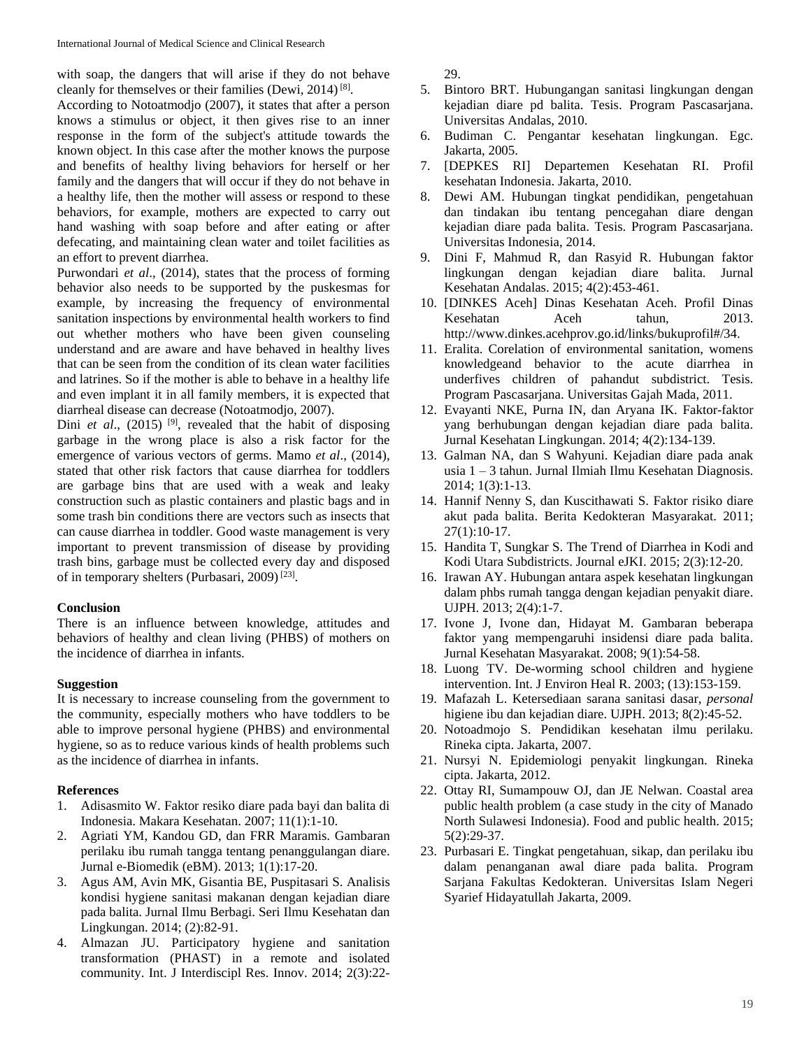with soap, the dangers that will arise if they do not behave cleanly for themselves or their families (Dewi, 2014) [8].

According to Notoatmodjo (2007), it states that after a person knows a stimulus or object, it then gives rise to an inner response in the form of the subject's attitude towards the known object. In this case after the mother knows the purpose and benefits of healthy living behaviors for herself or her family and the dangers that will occur if they do not behave in a healthy life, then the mother will assess or respond to these behaviors, for example, mothers are expected to carry out hand washing with soap before and after eating or after defecating, and maintaining clean water and toilet facilities as an effort to prevent diarrhea.

Purwondari *et al*., (2014), states that the process of forming behavior also needs to be supported by the puskesmas for example, by increasing the frequency of environmental sanitation inspections by environmental health workers to find out whether mothers who have been given counseling understand and are aware and have behaved in healthy lives that can be seen from the condition of its clean water facilities and latrines. So if the mother is able to behave in a healthy life and even implant it in all family members, it is expected that diarrheal disease can decrease (Notoatmodjo, 2007).

Dini *et al*., (2015) [9], revealed that the habit of disposing garbage in the wrong place is also a risk factor for the emergence of various vectors of germs. Mamo *et al*., (2014), stated that other risk factors that cause diarrhea for toddlers are garbage bins that are used with a weak and leaky construction such as plastic containers and plastic bags and in some trash bin conditions there are vectors such as insects that can cause diarrhea in toddler. Good waste management is very important to prevent transmission of disease by providing trash bins, garbage must be collected every day and disposed of in temporary shelters (Purbasari, 2009) [23].

## Conclusion

There is an influence between knowledge, attitudes and behaviors of healthy and clean living (PHBS) of mothers on the incidence of diarrhea in infants.

## Suggestion

It is necessary to increase counseling from the government to the community, especially mothers who have toddlers to be able to improve personal hygiene (PHBS) and environmental hygiene, so as to reduce various kinds of health problems such as the incidence of diarrhea in infants.

## References

1. Adisasmito W. Faktor resiko diare pada bayi dan balita di Indonesia. Makara Kesehatan. 2007; 11(1):1-10.
2. Agriati YM, Kandou GD, dan FRR Maramis. Gambaran perilaku ibu rumah tangga tentang penanggulangan diare. Jurnal e-Biomedik (eBM). 2013; 1(1):17-20.
3. Agus AM, Avin MK, Gisantia BE, Puspitasari S. Analisis kondisi hygiene sanitasi makanan dengan kejadian diare pada balita. Jurnal Ilmu Berbagi. Seri Ilmu Kesehatan dan Lingkungan. 2014; (2):82-91.
4. Almazan JU. Participatory hygiene and sanitation transformation (PHAST) in a remote and isolated community. Int. J Interdiscipl Res. Innov. 2014; 2(3):22-29.
5. Bintoro BRT. Hubungangan sanitasi lingkungan dengan kejadian diare pd balita. Tesis. Program Pascasarjana. Universitas Andalas, 2010.
6. Budiman C. Pengantar kesehatan lingkungan. Egc. Jakarta, 2005.
7. [DEPKES RI] Departemen Kesehatan RI. Profil kesehatan Indonesia. Jakarta, 2010.
8. Dewi AM. Hubungan tingkat pendidikan, pengetahuan dan tindakan ibu tentang pencegahan diare dengan kejadian diare pada balita. Tesis. Program Pascasarjana. Universitas Indonesia, 2014.
9. Dini F, Mahmud R, dan Rasyid R. Hubungan faktor lingkungan dengan kejadian diare balita. Jurnal Kesehatan Andalas. 2015; 4(2):453-461.
10. [DINKES Aceh] Dinas Kesehatan Aceh. Profil Dinas Kesehatan Aceh tahun, 2013. http://www.dinkes.acehprov.go.id/links/bukuprofil#/34.
11. Eralita. Corelation of environmental sanitation, womens knowledgeand behavior to the acute diarrhea in underfives children of pahandut subdistrict. Tesis. Program Pascasarjana. Universitas Gajah Mada, 2011.
12. Evayanti NKE, Purna IN, dan Aryana IK. Faktor-faktor yang berhubungan dengan kejadian diare pada balita. Jurnal Kesehatan Lingkungan. 2014; 4(2):134-139.
13. Galman NA, dan S Wahyuni. Kejadian diare pada anak usia 1 – 3 tahun. Jurnal Ilmiah Ilmu Kesehatan Diagnosis. 2014; 1(3):1-13.
14. Hannif Nenny S, dan Kuscithawati S. Faktor risiko diare akut pada balita. Berita Kedokteran Masyarakat. 2011; 27(1):10-17.
15. Handita T, Sungkar S. The Trend of Diarrhea in Kodi and Kodi Utara Subdistricts. Journal eJKI. 2015; 2(3):12-20.
16. Irawan AY. Hubungan antara aspek kesehatan lingkungan dalam phbs rumah tangga dengan kejadian penyakit diare. UJPH. 2013; 2(4):1-7.
17. Ivone J, Ivone dan, Hidayat M. Gambaran beberapa faktor yang mempengaruhi insidensi diare pada balita. Jurnal Kesehatan Masyarakat. 2008; 9(1):54-58.
18. Luong TV. De-worming school children and hygiene intervention. Int. J Environ Heal R. 2003; (13):153-159.
19. Mafazah L. Ketersediaan sarana sanitasi dasar, *personal* higiene ibu dan kejadian diare. UJPH. 2013; 8(2):45-52.
20. Notoadmojo S. Pendidikan kesehatan ilmu perilaku. Rineka cipta. Jakarta, 2007.
21. Nursyi N. Epidemiologi penyakit lingkungan. Rineka cipta. Jakarta, 2012.
22. Ottay RI, Sumampouw OJ, dan JE Nelwan. Coastal area public health problem (a case study in the city of Manado North Sulawesi Indonesia). Food and public health. 2015; 5(2):29-37.
23. Purbasari E. Tingkat pengetahuan, sikap, dan perilaku ibu dalam penanganan awal diare pada balita. Program Sarjana Fakultas Kedokteran. Universitas Islam Negeri Syarief Hidayatullah Jakarta, 2009.